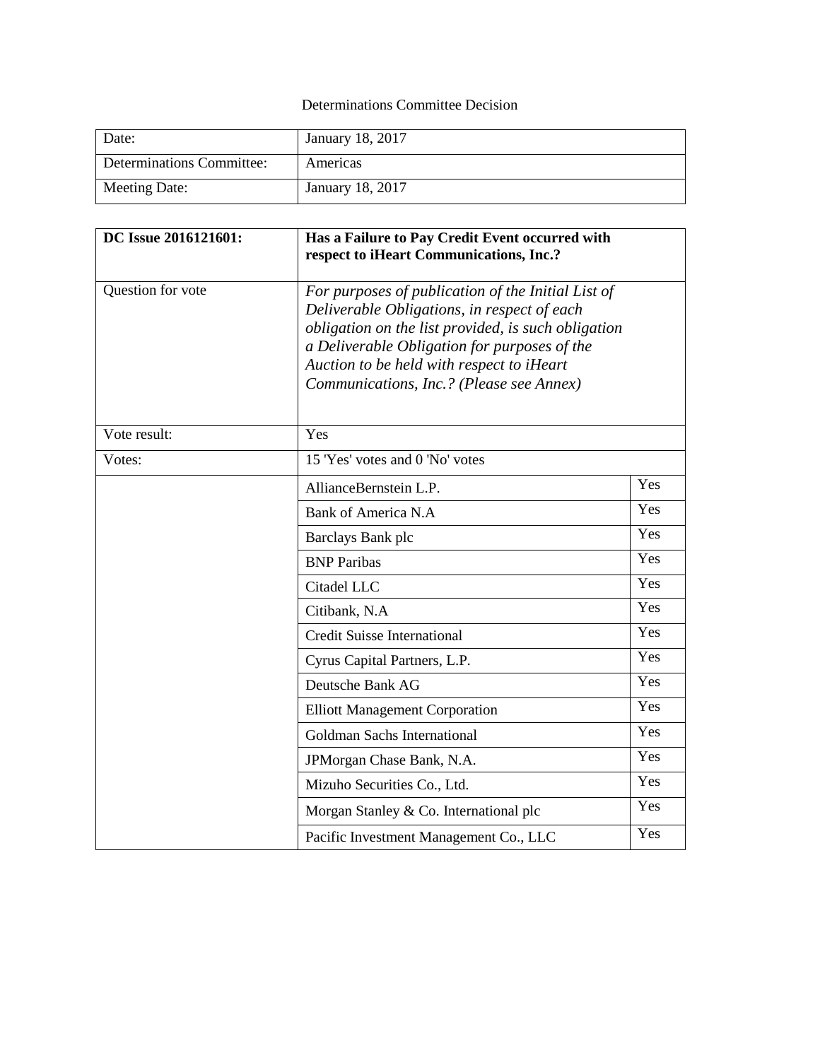Determinations Committee Decision

| Date: | January 18, 2017 |
| --- | --- |
| Determinations Committee: | Americas |
| Meeting Date: | January 18, 2017 |

| **DC Issue 2016121601:** | **Has a Failure to Pay Credit Event occurred with respect to iHeart Communications, Inc.?** | |
| --- | --- | --- |
| Question for vote | *For purposes of publication of the Initial List of Deliverable Obligations, in respect of each obligation on the list provided, is such obligation a Deliverable Obligation for purposes of the Auction to be held with respect to iHeart Communications, Inc.? (Please see Annex)* | |
| Vote result: | Yes | |
| Votes: | 15 'Yes' votes and 0 'No' votes | |
| | AllianceBernstein L.P. | Yes |
| | Bank of America N.A | Yes |
| | Barclays Bank plc | Yes |
| | BNP Paribas | Yes |
| | Citadel LLC | Yes |
| | Citibank, N.A | Yes |
| | Credit Suisse International | Yes |
| | Cyrus Capital Partners, L.P. | Yes |
| | Deutsche Bank AG | Yes |
| | Elliott Management Corporation | Yes |
| | Goldman Sachs International | Yes |
| | JPMorgan Chase Bank, N.A. | Yes |
| | Mizuho Securities Co., Ltd. | Yes |
| | Morgan Stanley & Co. International plc | Yes |
| | Pacific Investment Management Co., LLC | Yes |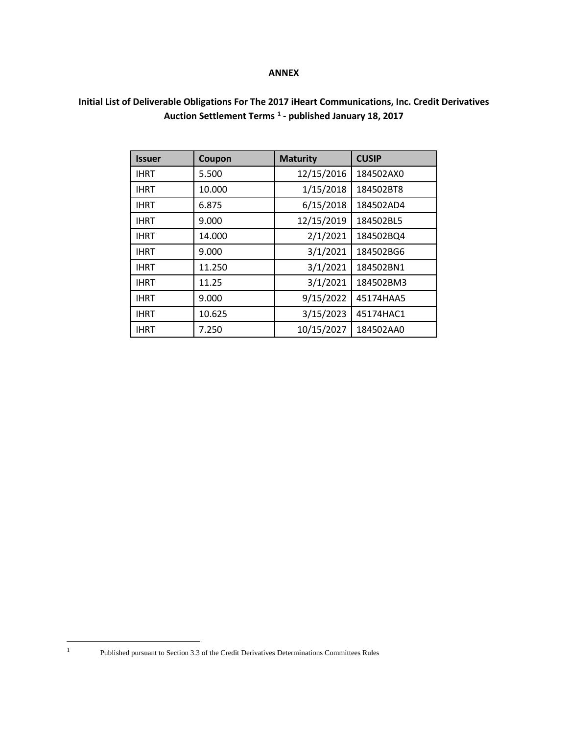**ANNEX**

**Initial List of Deliverable Obligations For The 2017 iHeart Communications, Inc. Credit Derivatives Auction Settlement Terms [1] - published January 18, 2017**

| Issuer | Coupon | Maturity | CUSIP |
|---|---|---|---|
| IHRT | 5.500 | 12/15/2016 | 184502AX0 |
| IHRT | 10.000 | 1/15/2018 | 184502BT8 |
| IHRT | 6.875 | 6/15/2018 | 184502AD4 |
| IHRT | 9.000 | 12/15/2019 | 184502BL5 |
| IHRT | 14.000 | 2/1/2021 | 184502BQ4 |
| IHRT | 9.000 | 3/1/2021 | 184502BG6 |
| IHRT | 11.250 | 3/1/2021 | 184502BN1 |
| IHRT | 11.25 | 3/1/2021 | 184502BM3 |
| IHRT | 9.000 | 9/15/2022 | 45174HAA5 |
| IHRT | 10.625 | 3/15/2023 | 45174HAC1 |
| IHRT | 7.250 | 10/15/2027 | 184502AA0 |

[1] Published pursuant to Section 3.3 of the Credit Derivatives Determinations Committees Rules